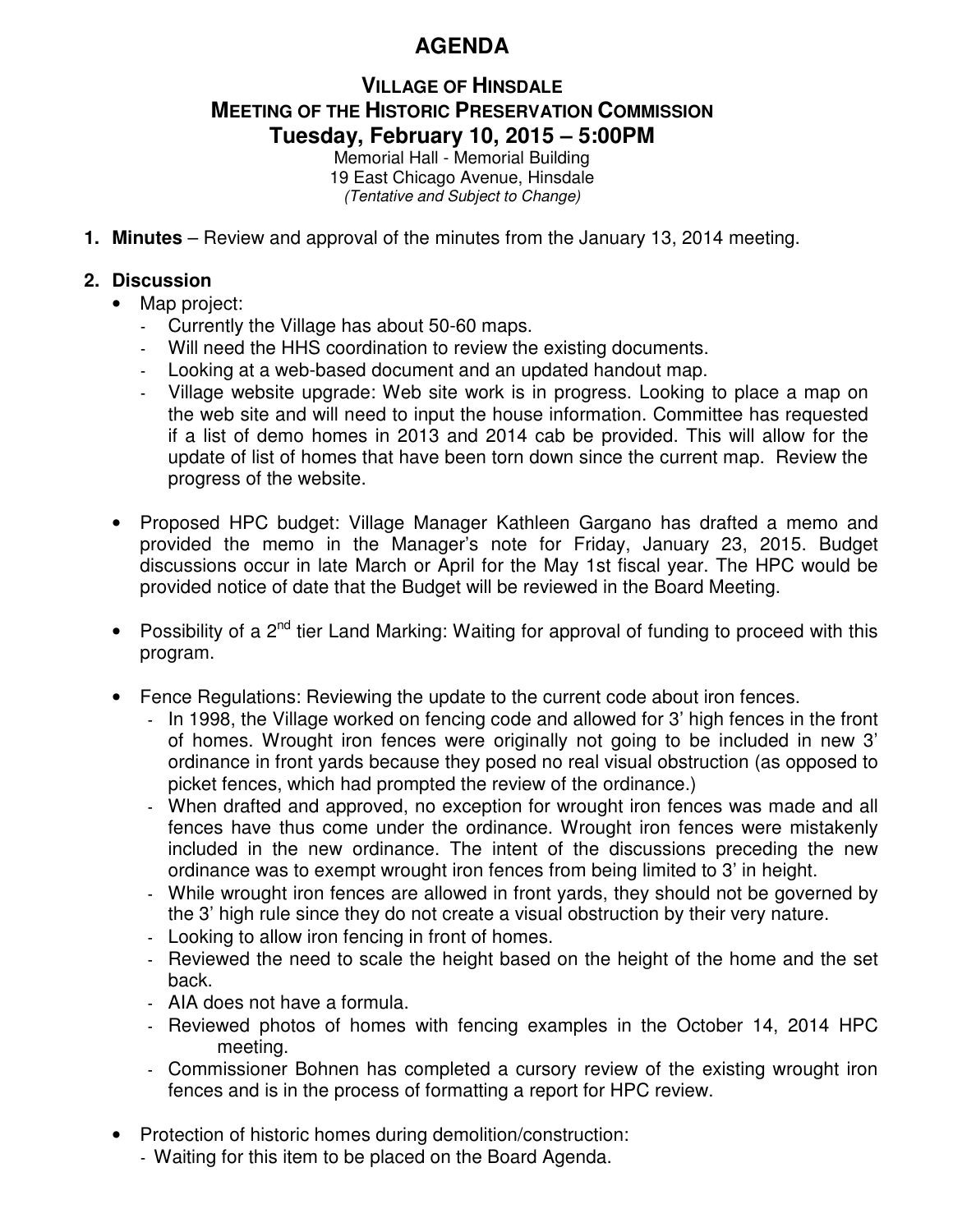# AGENDA

## VILLAGE OF HINSDALE
## MEETING OF THE HISTORIC PRESERVATION COMMISSION
## Tuesday, February 10, 2015 – 5:00PM

Memorial Hall - Memorial Building
19 East Chicago Avenue, Hinsdale
*(Tentative and Subject to Change)*

1. **Minutes** – Review and approval of the minutes from the January 13, 2014 meeting.

2. **Discussion**
   - Map project:
     - Currently the Village has about 50-60 maps.
     - Will need the HHS coordination to review the existing documents.
     - Looking at a web-based document and an updated handout map.
     - Village website upgrade: Web site work is in progress. Looking to place a map on the web site and will need to input the house information. Committee has requested if a list of demo homes in 2013 and 2014 cab be provided. This will allow for the update of list of homes that have been torn down since the current map. Review the progress of the website.
   - Proposed HPC budget: Village Manager Kathleen Gargano has drafted a memo and provided the memo in the Manager's note for Friday, January 23, 2015. Budget discussions occur in late March or April for the May 1st fiscal year. The HPC would be provided notice of date that the Budget will be reviewed in the Board Meeting.
   - Possibility of a 2nd tier Land Marking: Waiting for approval of funding to proceed with this program.
   - Fence Regulations: Reviewing the update to the current code about iron fences.
     - In 1998, the Village worked on fencing code and allowed for 3' high fences in the front of homes. Wrought iron fences were originally not going to be included in new 3' ordinance in front yards because they posed no real visual obstruction (as opposed to picket fences, which had prompted the review of the ordinance.)
     - When drafted and approved, no exception for wrought iron fences was made and all fences have thus come under the ordinance. Wrought iron fences were mistakenly included in the new ordinance. The intent of the discussions preceding the new ordinance was to exempt wrought iron fences from being limited to 3' in height.
     - While wrought iron fences are allowed in front yards, they should not be governed by the 3' high rule since they do not create a visual obstruction by their very nature.
     - Looking to allow iron fencing in front of homes.
     - Reviewed the need to scale the height based on the height of the home and the set back.
     - AIA does not have a formula.
     - Reviewed photos of homes with fencing examples in the October 14, 2014 HPC meeting.
     - Commissioner Bohnen has completed a cursory review of the existing wrought iron fences and is in the process of formatting a report for HPC review.
   - Protection of historic homes during demolition/construction:
     - Waiting for this item to be placed on the Board Agenda.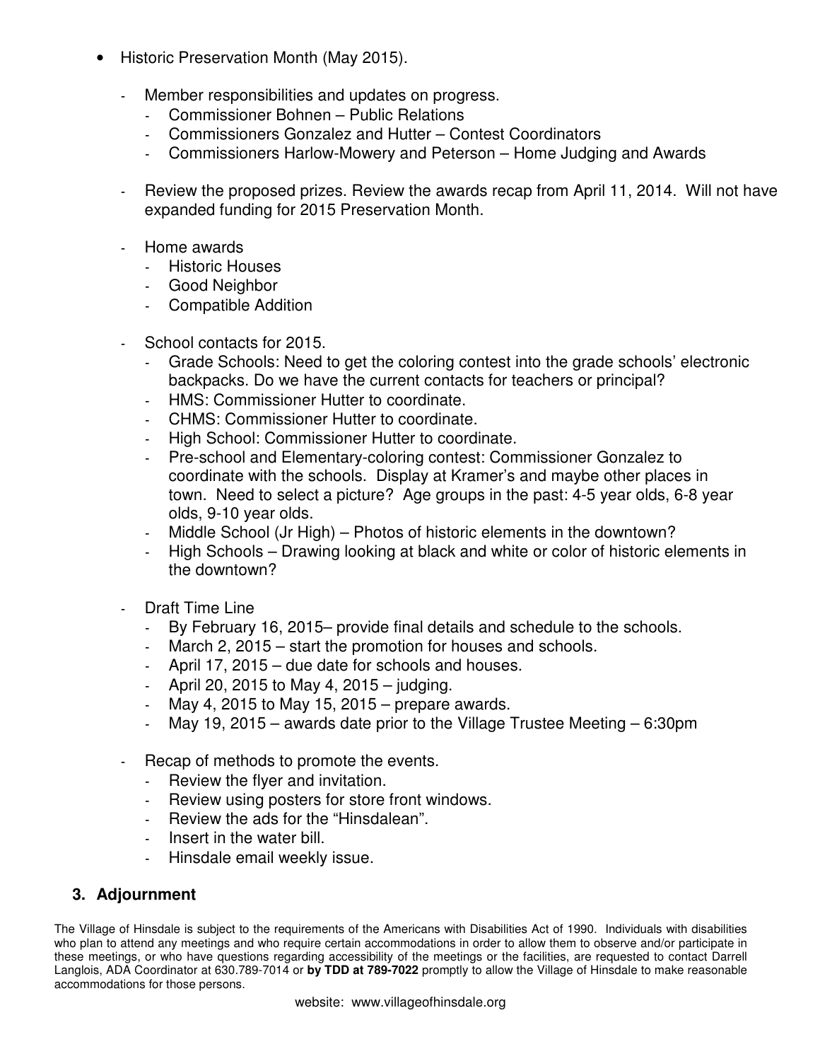- Historic Preservation Month (May 2015).
  - Member responsibilities and updates on progress.
    - Commissioner Bohnen – Public Relations
    - Commissioners Gonzalez and Hutter – Contest Coordinators
    - Commissioners Harlow-Mowery and Peterson – Home Judging and Awards
  - Review the proposed prizes. Review the awards recap from April 11, 2014. Will not have expanded funding for 2015 Preservation Month.
  - Home awards
    - Historic Houses
    - Good Neighbor
    - Compatible Addition
  - School contacts for 2015.
    - Grade Schools: Need to get the coloring contest into the grade schools' electronic backpacks. Do we have the current contacts for teachers or principal?
    - HMS: Commissioner Hutter to coordinate.
    - CHMS: Commissioner Hutter to coordinate.
    - High School: Commissioner Hutter to coordinate.
    - Pre-school and Elementary-coloring contest: Commissioner Gonzalez to coordinate with the schools. Display at Kramer's and maybe other places in town. Need to select a picture? Age groups in the past: 4-5 year olds, 6-8 year olds, 9-10 year olds.
    - Middle School (Jr High) – Photos of historic elements in the downtown?
    - High Schools – Drawing looking at black and white or color of historic elements in the downtown?
  - Draft Time Line
    - By February 16, 2015– provide final details and schedule to the schools.
    - March 2, 2015 – start the promotion for houses and schools.
    - April 17, 2015 – due date for schools and houses.
    - April 20, 2015 to May 4, 2015 – judging.
    - May 4, 2015 to May 15, 2015 – prepare awards.
    - May 19, 2015 – awards date prior to the Village Trustee Meeting – 6:30pm
  - Recap of methods to promote the events.
    - Review the flyer and invitation.
    - Review using posters for store front windows.
    - Review the ads for the "Hinsdalean".
    - Insert in the water bill.
    - Hinsdale email weekly issue.

## 3. Adjournment

The Village of Hinsdale is subject to the requirements of the Americans with Disabilities Act of 1990. Individuals with disabilities who plan to attend any meetings and who require certain accommodations in order to allow them to observe and/or participate in these meetings, or who have questions regarding accessibility of the meetings or the facilities, are requested to contact Darrell Langlois, ADA Coordinator at 630.789-7014 or **by TDD at 789-7022** promptly to allow the Village of Hinsdale to make reasonable accommodations for those persons.

website: www.villageofhinsdale.org